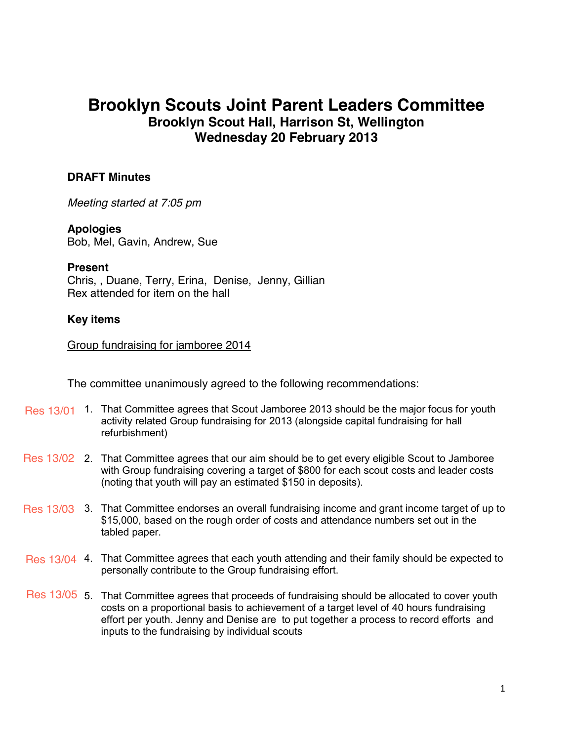# Brooklyn Scouts Joint Parent Leaders Committee

## Brooklyn Scout Hall, Harrison St, Wellington

## Wednesday 20 February 2013

**DRAFT Minutes**

*Meeting started at 7:05 pm*

**Apologies**
Bob, Mel, Gavin, Andrew, Sue

**Present**
Chris, , Duane, Terry, Erina, Denise, Jenny, Gillian
Rex attended for item on the hall

**Key items**

Group fundraising for jamboree 2014

The committee unanimously agreed to the following recommendations:

Res 13/01
1. That Committee agrees that Scout Jamboree 2013 should be the major focus for youth activity related Group fundraising for 2013 (alongside capital fundraising for hall refurbishment)

Res 13/02
2. That Committee agrees that our aim should be to get every eligible Scout to Jamboree with Group fundraising covering a target of $800 for each scout costs and leader costs (noting that youth will pay an estimated $150 in deposits).

Res 13/03
3. That Committee endorses an overall fundraising income and grant income target of up to $15,000, based on the rough order of costs and attendance numbers set out in the tabled paper.

Res 13/04
4. That Committee agrees that each youth attending and their family should be expected to personally contribute to the Group fundraising effort.

Res 13/05
5. That Committee agrees that proceeds of fundraising should be allocated to cover youth costs on a proportional basis to achievement of a target level of 40 hours fundraising effort per youth. Jenny and Denise are to put together a process to record efforts and inputs to the fundraising by individual scouts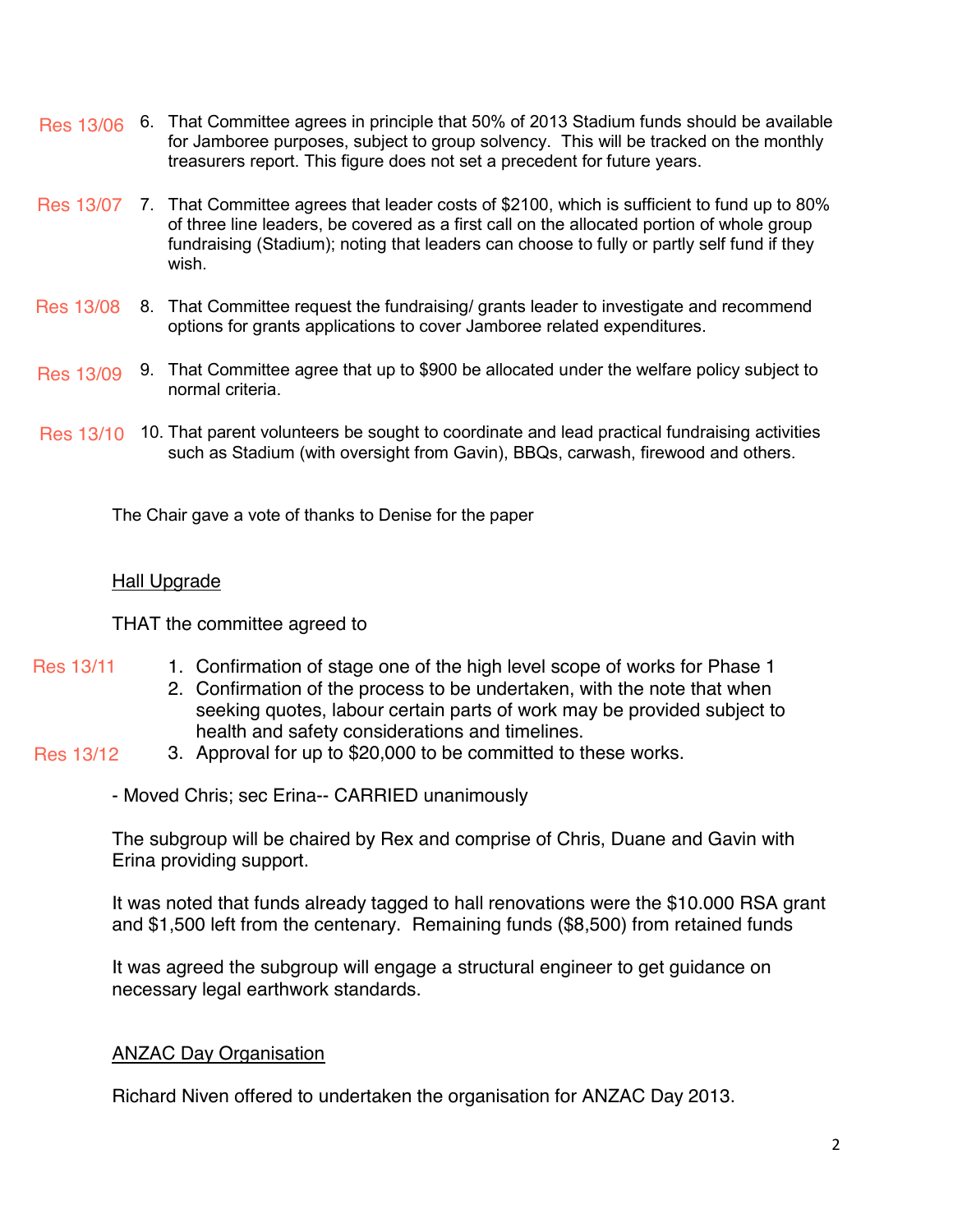Res 13/06 6. That Committee agrees in principle that 50% of 2013 Stadium funds should be available for Jamboree purposes, subject to group solvency. This will be tracked on the monthly treasurers report. This figure does not set a precedent for future years.

Res 13/07 7. That Committee agrees that leader costs of $2100, which is sufficient to fund up to 80% of three line leaders, be covered as a first call on the allocated portion of whole group fundraising (Stadium); noting that leaders can choose to fully or partly self fund if they wish.

Res 13/08 8. That Committee request the fundraising/ grants leader to investigate and recommend options for grants applications to cover Jamboree related expenditures.

Res 13/09 9. That Committee agree that up to $900 be allocated under the welfare policy subject to normal criteria.

Res 13/10 10. That parent volunteers be sought to coordinate and lead practical fundraising activities such as Stadium (with oversight from Gavin), BBQs, carwash, firewood and others.

The Chair gave a vote of thanks to Denise for the paper

<u>Hall Upgrade</u>

THAT the committee agreed to

Res 13/11
1. Confirmation of stage one of the high level scope of works for Phase 1
2. Confirmation of the process to be undertaken, with the note that when seeking quotes, labour certain parts of work may be provided subject to health and safety considerations and timelines.

Res 13/12
3. Approval for up to $20,000 to be committed to these works.

- Moved Chris; sec Erina-- CARRIED unanimously

The subgroup will be chaired by Rex and comprise of Chris, Duane and Gavin with Erina providing support.

It was noted that funds already tagged to hall renovations were the $10.000 RSA grant and $1,500 left from the centenary. Remaining funds ($8,500) from retained funds

It was agreed the subgroup will engage a structural engineer to get guidance on necessary legal earthwork standards.

<u>ANZAC Day Organisation</u>

Richard Niven offered to undertaken the organisation for ANZAC Day 2013.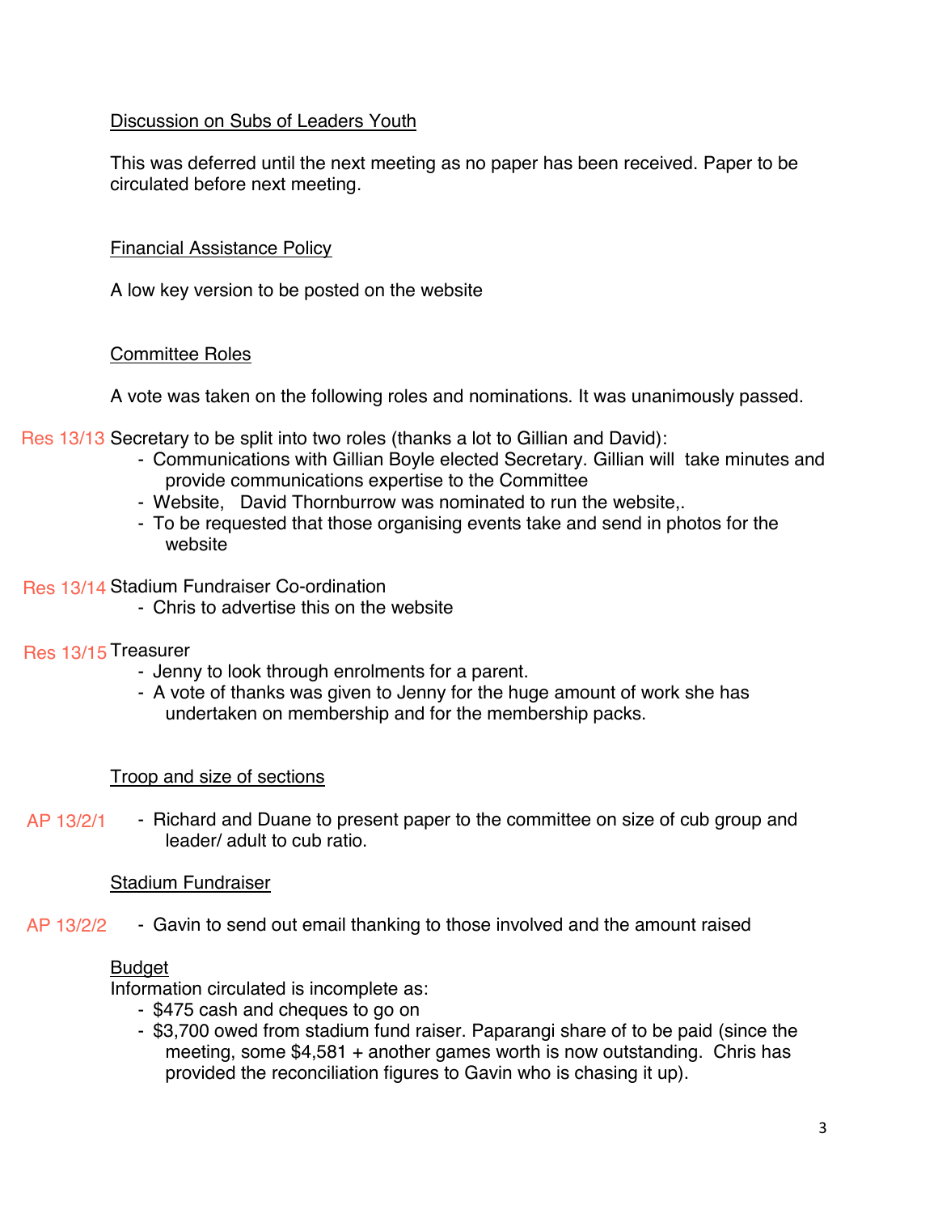Discussion on Subs of Leaders Youth

This was deferred until the next meeting as no paper has been received. Paper to be circulated before next meeting.

Financial Assistance Policy

A low key version to be posted on the website

Committee Roles

A vote was taken on the following roles and nominations. It was unanimously passed.

Res 13/13 Secretary to be split into two roles (thanks a lot to Gillian and David):

- Communications with Gillian Boyle elected Secretary. Gillian will take minutes and provide communications expertise to the Committee
- Website, David Thornburrow was nominated to run the website,.
- To be requested that those organising events take and send in photos for the website

Res 13/14 Stadium Fundraiser Co-ordination

- Chris to advertise this on the website

Res 13/15 Treasurer

- Jenny to look through enrolments for a parent.
- A vote of thanks was given to Jenny for the huge amount of work she has undertaken on membership and for the membership packs.

Troop and size of sections

AP 13/2/1 - Richard and Duane to present paper to the committee on size of cub group and leader/ adult to cub ratio.

Stadium Fundraiser

AP 13/2/2 - Gavin to send out email thanking to those involved and the amount raised

Budget

Information circulated is incomplete as:

- $475 cash and cheques to go on
- $3,700 owed from stadium fund raiser. Paparangi share of to be paid (since the meeting, some $4,581 + another games worth is now outstanding. Chris has provided the reconciliation figures to Gavin who is chasing it up).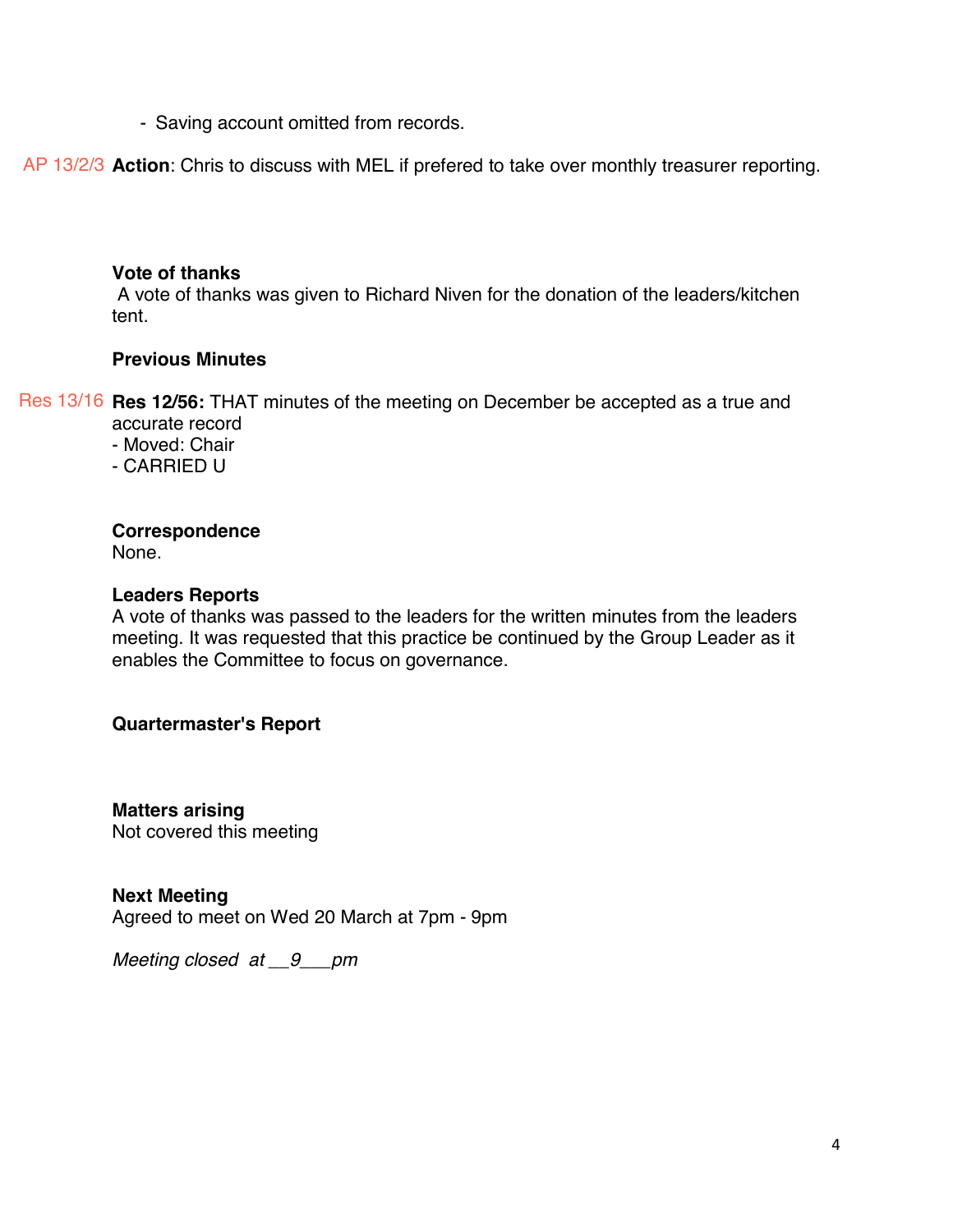- Saving account omitted from records.

AP 13/2/3 **Action**: Chris to discuss with MEL if prefered to take over monthly treasurer reporting.

**Vote of thanks**

A vote of thanks was given to Richard Niven for the donation of the leaders/kitchen tent.

**Previous Minutes**

Res 13/16 **Res 12/56:** THAT minutes of the meeting on December be accepted as a true and accurate record

- Moved: Chair
- CARRIED U

**Correspondence**

None.

**Leaders Reports**

A vote of thanks was passed to the leaders for the written minutes from the leaders meeting. It was requested that this practice be continued by the Group Leader as it enables the Committee to focus on governance.

**Quartermaster's Report**

**Matters arising**

Not covered this meeting

**Next Meeting**

Agreed to meet on Wed 20 March at 7pm - 9pm

*Meeting closed at __9___pm*